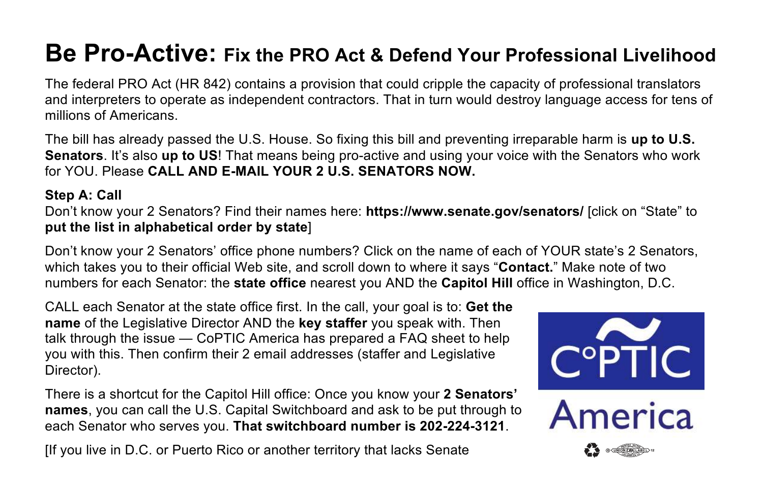# Be Pro-Active: Fix the PRO Act & Defend Your Professional Livelihood

The federal PRO Act (HR 842) contains a provision that could cripple the capacity of professional translators and interpreters to operate as independent contractors. That in turn would destroy language access for tens of millions of Americans.

The bill has already passed the U.S. House. So fixing this bill and preventing irreparable harm is **up to U.S. Senators**. It's also **up to US**! That means being pro-active and using your voice with the Senators who work for YOU. Please **CALL AND E-MAIL YOUR 2 U.S. SENATORS NOW.**

**Step A: Call**

Don't know your 2 Senators? Find their names here: **https://www.senate.gov/senators/** [click on "State" to **put the list in alphabetical order by state**]

Don't know your 2 Senators' office phone numbers? Click on the name of each of YOUR state's 2 Senators, which takes you to their official Web site, and scroll down to where it says "**Contact.**" Make note of two numbers for each Senator: the **state office** nearest you AND the **Capitol Hill** office in Washington, D.C.

CALL each Senator at the state office first. In the call, your goal is to: **Get the name** of the Legislative Director AND the **key staffer** you speak with. Then talk through the issue — CoPTIC America has prepared a FAQ sheet to help you with this. Then confirm their 2 email addresses (staffer and Legislative Director).

There is a shortcut for the Capitol Hill office: Once you know your **2 Senators' names**, you can call the U.S. Capital Switchboard and ask to be put through to each Senator who serves you. **That switchboard number is 202-224-3121**.

[If you live in D.C. or Puerto Rico or another territory that lacks Senate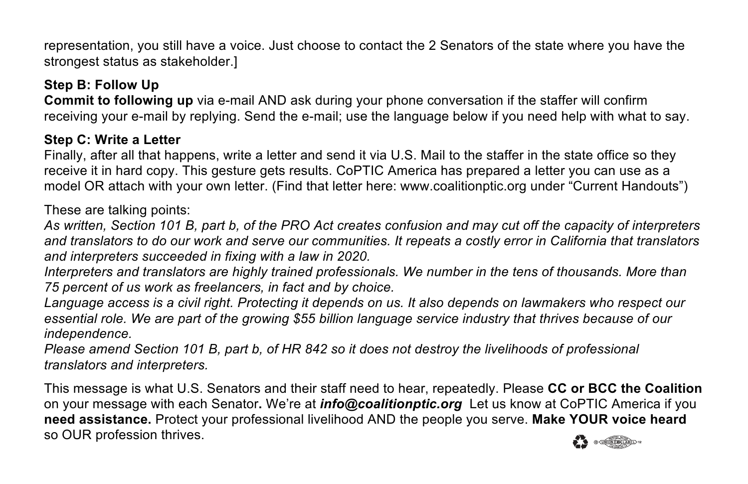representation, you still have a voice. Just choose to contact the 2 Senators of the state where you have the strongest status as stakeholder.]

**Step B: Follow Up**
**Commit to following up** via e-mail AND ask during your phone conversation if the staffer will confirm receiving your e-mail by replying. Send the e-mail; use the language below if you need help with what to say.

**Step C: Write a Letter**
Finally, after all that happens, write a letter and send it via U.S. Mail to the staffer in the state office so they receive it in hard copy. This gesture gets results. CoPTIC America has prepared a letter you can use as a model OR attach with your own letter. (Find that letter here: www.coalitionptic.org under "Current Handouts")

These are talking points:
*As written, Section 101 B, part b, of the PRO Act creates confusion and may cut off the capacity of interpreters and translators to do our work and serve our communities. It repeats a costly error in California that translators and interpreters succeeded in fixing with a law in 2020.*
*Interpreters and translators are highly trained professionals. We number in the tens of thousands. More than 75 percent of us work as freelancers, in fact and by choice.*
*Language access is a civil right. Protecting it depends on us. It also depends on lawmakers who respect our essential role. We are part of the growing $55 billion language service industry that thrives because of our independence.*
*Please amend Section 101 B, part b, of HR 842 so it does not destroy the livelihoods of professional translators and interpreters.*

This message is what U.S. Senators and their staff need to hear, repeatedly. Please **CC or BCC the Coalition** on your message with each Senator**.** We're at ***info@coalitionptic.org*** Let us know at CoPTIC America if you **need assistance.** Protect your professional livelihood AND the people you serve. **Make YOUR voice heard** so OUR profession thrives.